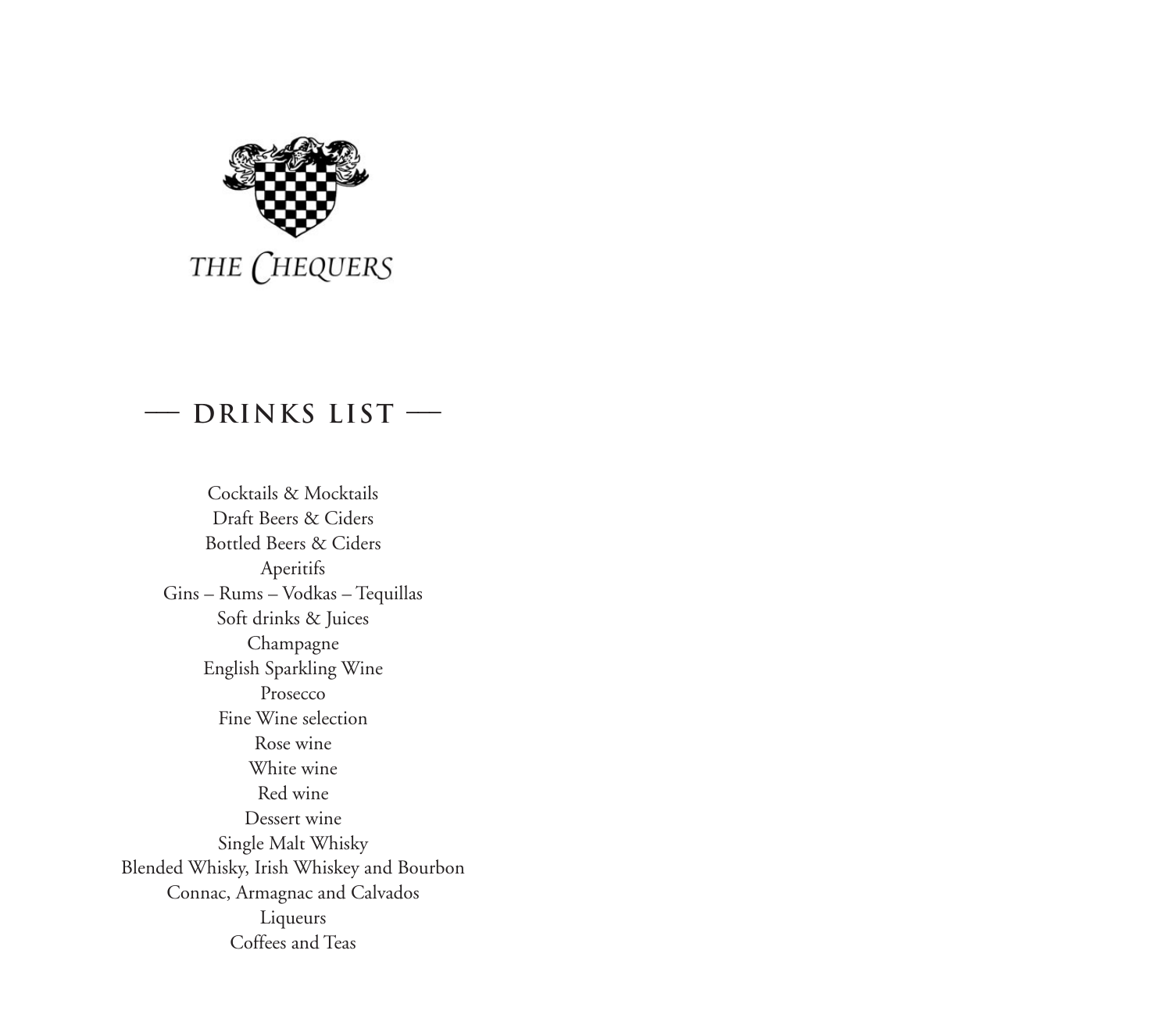THE CHEQUERS

## — DRINKS LIST —

Cocktails & Mocktails
Draft Beers & Ciders
Bottled Beers & Ciders
Aperitifs
Gins – Rums – Vodkas – Tequillas
Soft drinks & Juices
Champagne
English Sparkling Wine
Prosecco
Fine Wine selection
Rose wine
White wine
Red wine
Dessert wine
Single Malt Whisky
Blended Whisky, Irish Whiskey and Bourbon
Connac, Armagnac and Calvados
Liqueurs
Coffees and Teas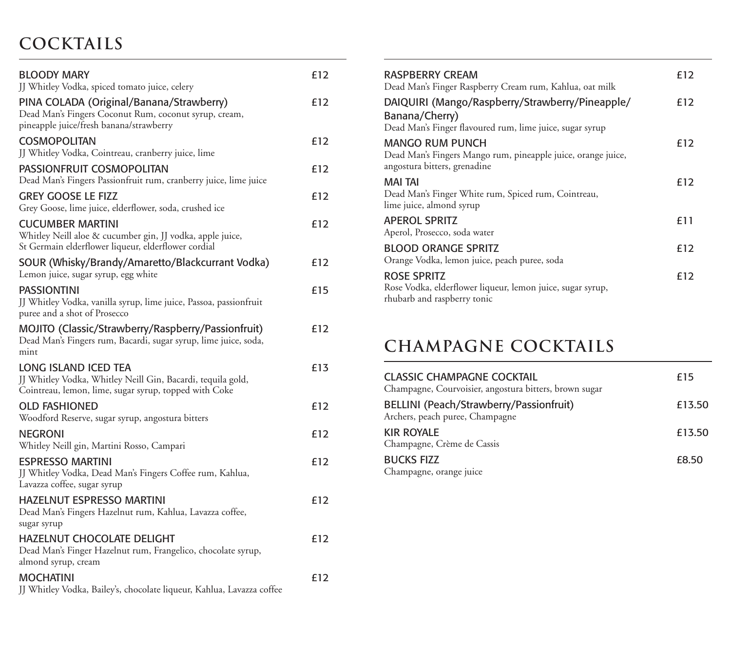# COCKTAILS

**BLOODY MARY** £12
JJ Whitley Vodka, spiced tomato juice, celery

**PINA COLADA (Original/Banana/Strawberry)** £12
Dead Man's Fingers Coconut Rum, coconut syrup, cream, pineapple juice/fresh banana/strawberry

**COSMOPOLITAN** £12
JJ Whitley Vodka, Cointreau, cranberry juice, lime

**PASSIONFRUIT COSMOPOLITAN** £12
Dead Man's Fingers Passionfruit rum, cranberry juice, lime juice

**GREY GOOSE LE FIZZ** £12
Grey Goose, lime juice, elderflower, soda, crushed ice

**CUCUMBER MARTINI** £12
Whitley Neill aloe & cucumber gin, JJ vodka, apple juice, St Germain elderflower liqueur, elderflower cordial

**SOUR (Whisky/Brandy/Amaretto/Blackcurrant Vodka)** £12
Lemon juice, sugar syrup, egg white

**PASSIONTINI** £15
JJ Whitley Vodka, vanilla syrup, lime juice, Passoa, passionfruit puree and a shot of Prosecco

**MOJITO (Classic/Strawberry/Raspberry/Passionfruit)** £12
Dead Man's Fingers rum, Bacardi, sugar syrup, lime juice, soda, mint

**LONG ISLAND ICED TEA** £13
JJ Whitley Vodka, Whitley Neill Gin, Bacardi, tequila gold, Cointreau, lemon, lime, sugar syrup, topped with Coke

**OLD FASHIONED** £12
Woodford Reserve, sugar syrup, angostura bitters

**NEGRONI** £12
Whitley Neill gin, Martini Rosso, Campari

**ESPRESSO MARTINI** £12
JJ Whitley Vodka, Dead Man's Fingers Coffee rum, Kahlua, Lavazza coffee, sugar syrup

**HAZELNUT ESPRESSO MARTINI** £12
Dead Man's Fingers Hazelnut rum, Kahlua, Lavazza coffee, sugar syrup

**HAZELNUT CHOCOLATE DELIGHT** £12
Dead Man's Finger Hazelnut rum, Frangelico, chocolate syrup, almond syrup, cream

**MOCHATINI** £12
JJ Whitley Vodka, Bailey's, chocolate liqueur, Kahlua, Lavazza coffee

**RASPBERRY CREAM** £12
Dead Man's Finger Raspberry Cream rum, Kahlua, oat milk

**DAIQUIRI (Mango/Raspberry/Strawberry/Pineapple/Banana/Cherry)** £12
Dead Man's Finger flavoured rum, lime juice, sugar syrup

**MANGO RUM PUNCH** £12
Dead Man's Fingers Mango rum, pineapple juice, orange juice, angostura bitters, grenadine

**MAI TAI** £12
Dead Man's Finger White rum, Spiced rum, Cointreau, lime juice, almond syrup

**APEROL SPRITZ** £11
Aperol, Prosecco, soda water

**BLOOD ORANGE SPRITZ** £12
Orange Vodka, lemon juice, peach puree, soda

**ROSE SPRITZ** £12
Rose Vodka, elderflower liqueur, lemon juice, sugar syrup, rhubarb and raspberry tonic

# CHAMPAGNE COCKTAILS

**CLASSIC CHAMPAGNE COCKTAIL** £15
Champagne, Courvoisier, angostura bitters, brown sugar

**BELLINI (Peach/Strawberry/Passionfruit)** £13.50
Archers, peach puree, Champagne

**KIR ROYALE** £13.50
Champagne, Crème de Cassis

**BUCKS FIZZ** £8.50
Champagne, orange juice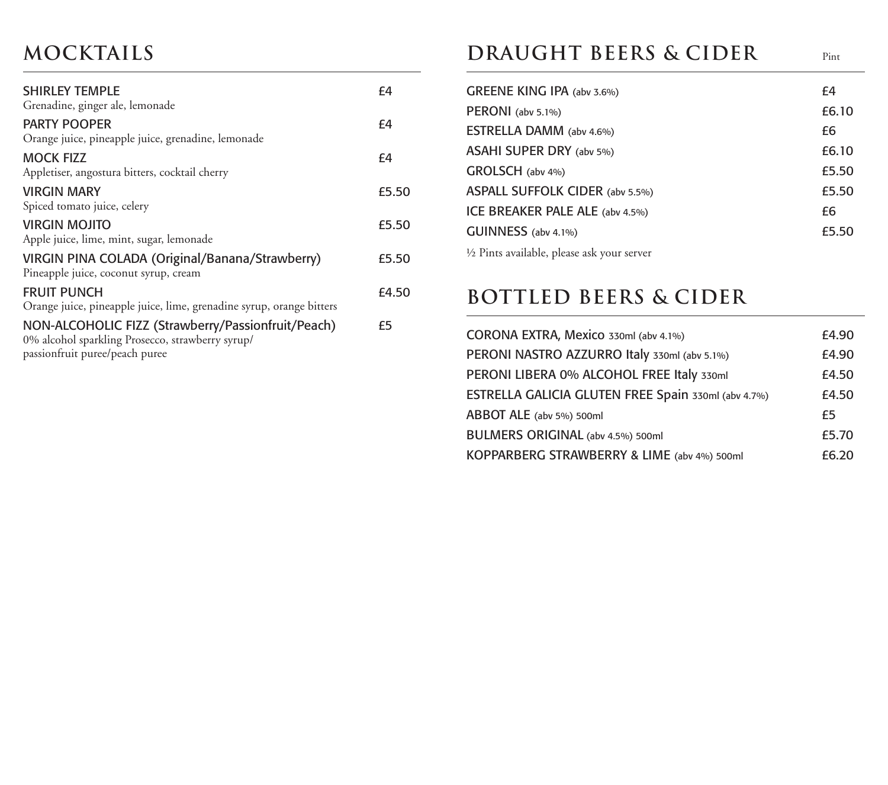## MOCKTAILS

**SHIRLEY TEMPLE** £4
Grenadine, ginger ale, lemonade

**PARTY POOPER** £4
Orange juice, pineapple juice, grenadine, lemonade

**MOCK FIZZ** £4
Appletiser, angostura bitters, cocktail cherry

**VIRGIN MARY** £5.50
Spiced tomato juice, celery

**VIRGIN MOJITO** £5.50
Apple juice, lime, mint, sugar, lemonade

**VIRGIN PINA COLADA (Original/Banana/Strawberry)** £5.50
Pineapple juice, coconut syrup, cream

**FRUIT PUNCH** £4.50
Orange juice, pineapple juice, lime, grenadine syrup, orange bitters

**NON-ALCOHOLIC FIZZ (Strawberry/Passionfruit/Peach)** £5
0% alcohol sparkling Prosecco, strawberry syrup/passionfruit puree/peach puree

## DRAUGHT BEERS & CIDER

| | Pint |
|---|---|
| GREENE KING IPA (abv 3.6%) | £4 |
| PERONI (abv 5.1%) | £6.10 |
| ESTRELLA DAMM (abv 4.6%) | £6 |
| ASAHI SUPER DRY (abv 5%) | £6.10 |
| GROLSCH (abv 4%) | £5.50 |
| ASPALL SUFFOLK CIDER (abv 5.5%) | £5.50 |
| ICE BREAKER PALE ALE (abv 4.5%) | £6 |
| GUINNESS (abv 4.1%) | £5.50 |

½ Pints available, please ask your server

## BOTTLED BEERS & CIDER

| | |
|---|---|
| CORONA EXTRA, Mexico 330ml (abv 4.1%) | £4.90 |
| PERONI NASTRO AZZURRO Italy 330ml (abv 5.1%) | £4.90 |
| PERONI LIBERA 0% ALCOHOL FREE Italy 330ml | £4.50 |
| ESTRELLA GALICIA GLUTEN FREE Spain 330ml (abv 4.7%) | £4.50 |
| ABBOT ALE (abv 5%) 500ml | £5 |
| BULMERS ORIGINAL (abv 4.5%) 500ml | £5.70 |
| KOPPARBERG STRAWBERRY & LIME (abv 4%) 500ml | £6.20 |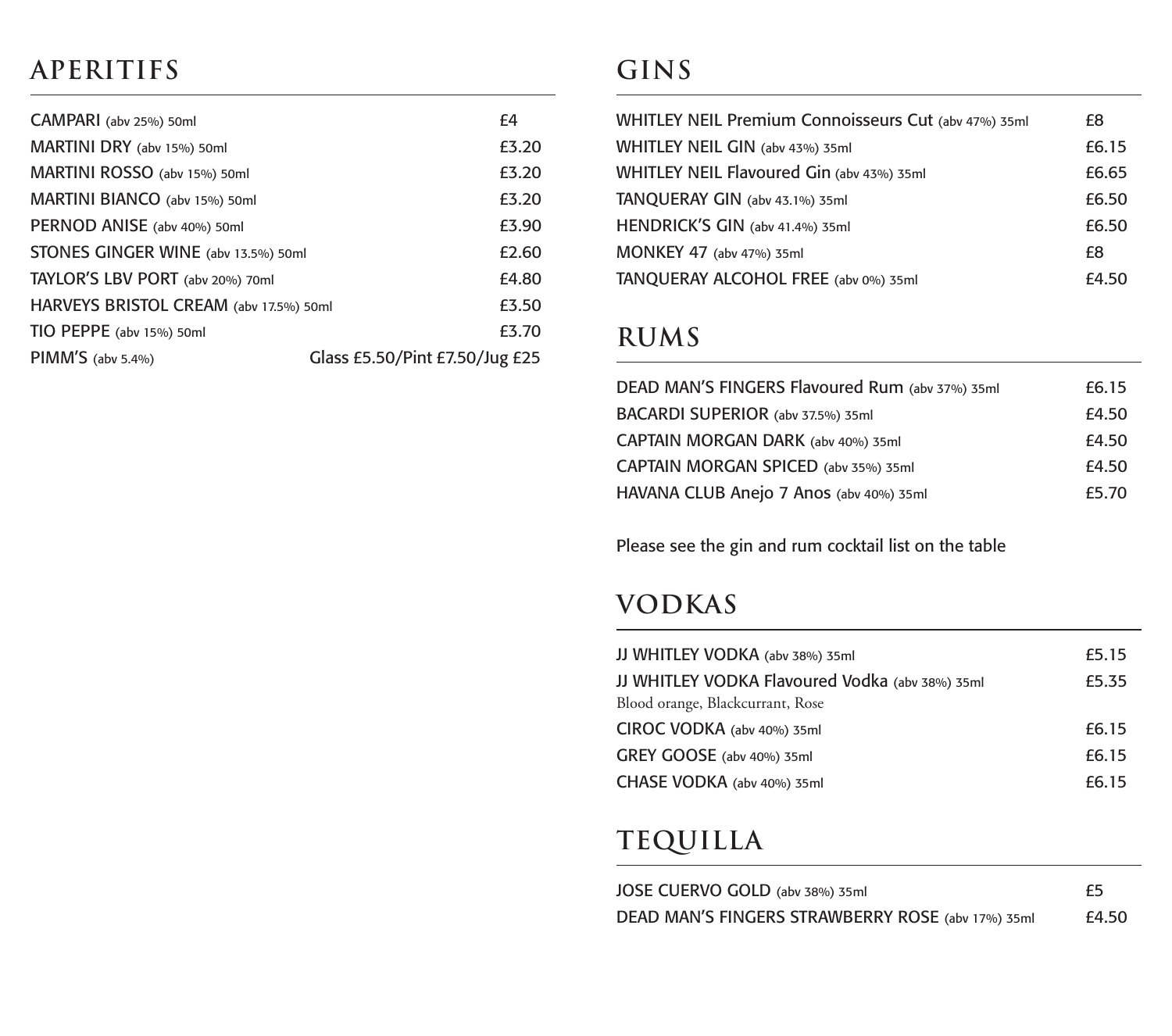## APERITIFS

| | |
|---|---|
| CAMPARI (abv 25%) 50ml | £4 |
| MARTINI DRY (abv 15%) 50ml | £3.20 |
| MARTINI ROSSO (abv 15%) 50ml | £3.20 |
| MARTINI BIANCO (abv 15%) 50ml | £3.20 |
| PERNOD ANISE (abv 40%) 50ml | £3.90 |
| STONES GINGER WINE (abv 13.5%) 50ml | £2.60 |
| TAYLOR'S LBV PORT (abv 20%) 70ml | £4.80 |
| HARVEYS BRISTOL CREAM (abv 17.5%) 50ml | £3.50 |
| TIO PEPPE (abv 15%) 50ml | £3.70 |
| PIMM'S (abv 5.4%) | Glass £5.50/Pint £7.50/Jug £25 |

## GINS

| | |
|---|---|
| WHITLEY NEIL Premium Connoisseurs Cut (abv 47%) 35ml | £8 |
| WHITLEY NEIL GIN (abv 43%) 35ml | £6.15 |
| WHITLEY NEIL Flavoured Gin (abv 43%) 35ml | £6.65 |
| TANQUERAY GIN (abv 43.1%) 35ml | £6.50 |
| HENDRICK'S GIN (abv 41.4%) 35ml | £6.50 |
| MONKEY 47 (abv 47%) 35ml | £8 |
| TANQUERAY ALCOHOL FREE (abv 0%) 35ml | £4.50 |

## RUMS

| | |
|---|---|
| DEAD MAN'S FINGERS Flavoured Rum (abv 37%) 35ml | £6.15 |
| BACARDI SUPERIOR (abv 37.5%) 35ml | £4.50 |
| CAPTAIN MORGAN DARK (abv 40%) 35ml | £4.50 |
| CAPTAIN MORGAN SPICED (abv 35%) 35ml | £4.50 |
| HAVANA CLUB Anejo 7 Anos (abv 40%) 35ml | £5.70 |

Please see the gin and rum cocktail list on the table

## VODKAS

| | |
|---|---|
| JJ WHITLEY VODKA (abv 38%) 35ml | £5.15 |
| JJ WHITLEY VODKA Flavoured Vodka (abv 38%) 35ml<br>Blood orange, Blackcurrant, Rose | £5.35 |
| CIROC VODKA (abv 40%) 35ml | £6.15 |
| GREY GOOSE (abv 40%) 35ml | £6.15 |
| CHASE VODKA (abv 40%) 35ml | £6.15 |

## TEQUILLA

| | |
|---|---|
| JOSE CUERVO GOLD (abv 38%) 35ml | £5 |
| DEAD MAN'S FINGERS STRAWBERRY ROSE (abv 17%) 35ml | £4.50 |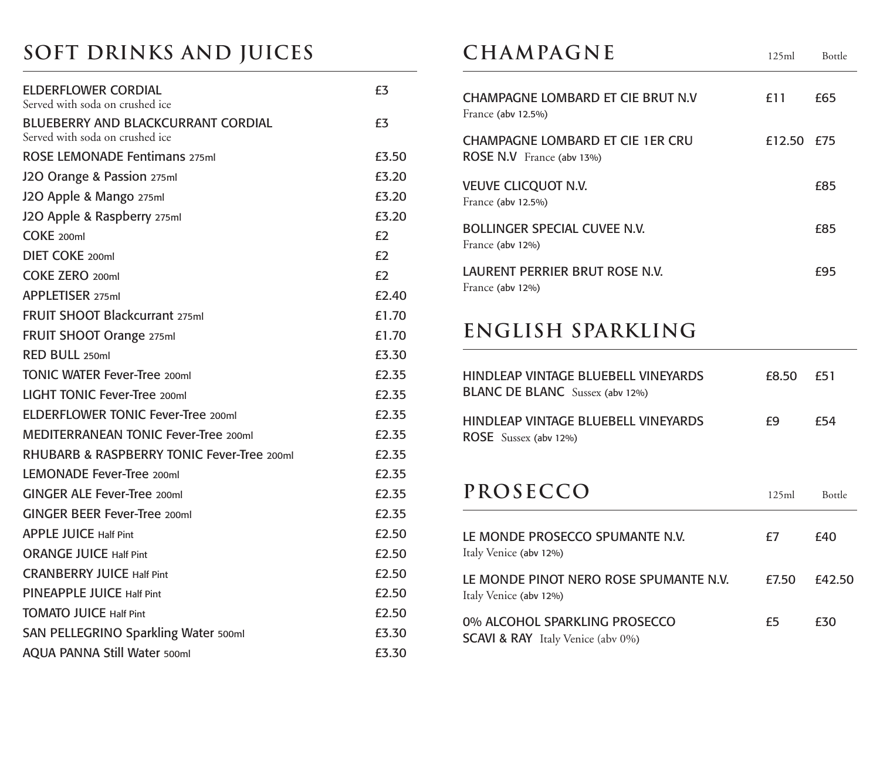## SOFT DRINKS AND JUICES

| Item | Price |
| --- | --- |
| ELDERFLOWER CORDIAL<br>Served with soda on crushed ice | £3 |
| BLUEBERRY AND BLACKCURRANT CORDIAL<br>Served with soda on crushed ice | £3 |
| ROSE LEMONADE Fentimans 275ml | £3.50 |
| J2O Orange & Passion 275ml | £3.20 |
| J2O Apple & Mango 275ml | £3.20 |
| J2O Apple & Raspberry 275ml | £3.20 |
| COKE 200ml | £2 |
| DIET COKE 200ml | £2 |
| COKE ZERO 200ml | £2 |
| APPLETISER 275ml | £2.40 |
| FRUIT SHOOT Blackcurrant 275ml | £1.70 |
| FRUIT SHOOT Orange 275ml | £1.70 |
| RED BULL 250ml | £3.30 |
| TONIC WATER Fever-Tree 200ml | £2.35 |
| LIGHT TONIC Fever-Tree 200ml | £2.35 |
| ELDERFLOWER TONIC Fever-Tree 200ml | £2.35 |
| MEDITERRANEAN TONIC Fever-Tree 200ml | £2.35 |
| RHUBARB & RASPBERRY TONIC Fever-Tree 200ml | £2.35 |
| LEMONADE Fever-Tree 200ml | £2.35 |
| GINGER ALE Fever-Tree 200ml | £2.35 |
| GINGER BEER Fever-Tree 200ml | £2.35 |
| APPLE JUICE Half Pint | £2.50 |
| ORANGE JUICE Half Pint | £2.50 |
| CRANBERRY JUICE Half Pint | £2.50 |
| PINEAPPLE JUICE Half Pint | £2.50 |
| TOMATO JUICE Half Pint | £2.50 |
| SAN PELLEGRINO Sparkling Water 500ml | £3.30 |
| AQUA PANNA Still Water 500ml | £3.30 |

## CHAMPAGNE

| Item | 125ml | Bottle |
| --- | --- | --- |
| CHAMPAGNE LOMBARD ET CIE BRUT N.V<br>France (abv 12.5%) | £11 | £65 |
| CHAMPAGNE LOMBARD ET CIE 1ER CRU ROSE N.V France (abv 13%) | £12.50 | £75 |
| VEUVE CLICQUOT N.V.<br>France (abv 12.5%) | | £85 |
| BOLLINGER SPECIAL CUVEE N.V.<br>France (abv 12%) | | £85 |
| LAURENT PERRIER BRUT ROSE N.V.<br>France (abv 12%) | | £95 |

## ENGLISH SPARKLING

| Item | 125ml | Bottle |
| --- | --- | --- |
| HINDLEAP VINTAGE BLUEBELL VINEYARDS BLANC DE BLANC Sussex (abv 12%) | £8.50 | £51 |
| HINDLEAP VINTAGE BLUEBELL VINEYARDS ROSE Sussex (abv 12%) | £9 | £54 |

## PROSECCO

| Item | 125ml | Bottle |
| --- | --- | --- |
| LE MONDE PROSECCO SPUMANTE N.V.<br>Italy Venice (abv 12%) | £7 | £40 |
| LE MONDE PINOT NERO ROSE SPUMANTE N.V.<br>Italy Venice (abv 12%) | £7.50 | £42.50 |
| 0% ALCOHOL SPARKLING PROSECCO SCAVI & RAY Italy Venice (abv 0%) | £5 | £30 |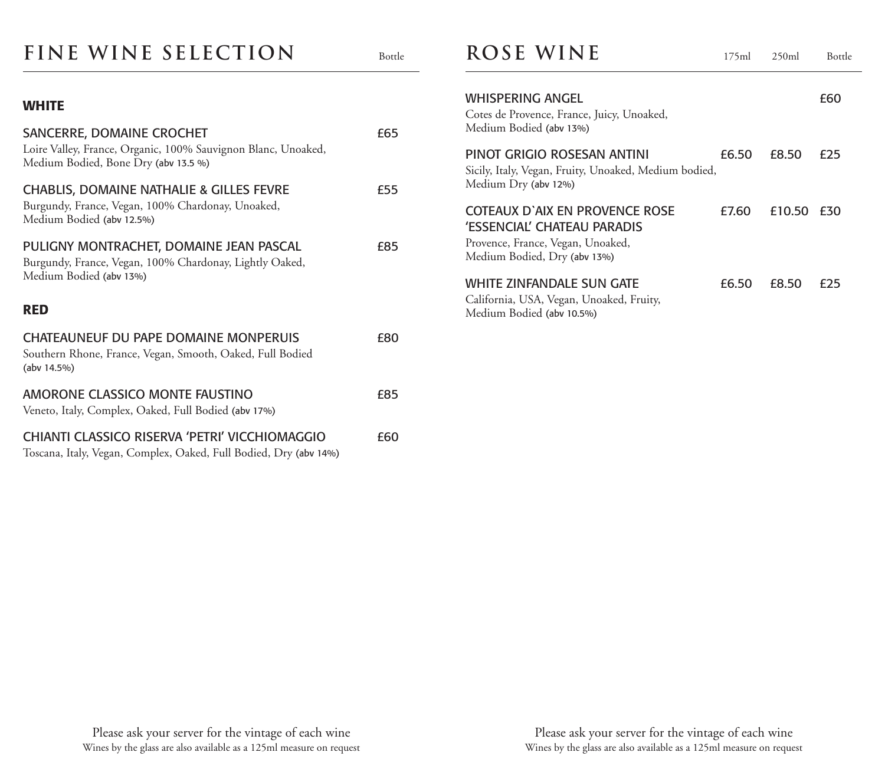# FINE WINE SELECTION

Bottle

## WHITE

**SANCERRE, DOMAINE CROCHET** — £65
Loire Valley, France, Organic, 100% Sauvignon Blanc, Unoaked, Medium Bodied, Bone Dry (abv 13.5 %)

**CHABLIS, DOMAINE NATHALIE & GILLES FEVRE** — £55
Burgundy, France, Vegan, 100% Chardonay, Unoaked, Medium Bodied (abv 12.5%)

**PULIGNY MONTRACHET, DOMAINE JEAN PASCAL** — £85
Burgundy, France, Vegan, 100% Chardonay, Lightly Oaked, Medium Bodied (abv 13%)

## RED

**CHATEAUNEUF DU PAPE DOMAINE MONPERUIS** — £80
Southern Rhone, France, Vegan, Smooth, Oaked, Full Bodied (abv 14.5%)

**AMORONE CLASSICO MONTE FAUSTINO** — £85
Veneto, Italy, Complex, Oaked, Full Bodied (abv 17%)

**CHIANTI CLASSICO RISERVA 'PETRI' VICCHIOMAGGIO** — £60
Toscana, Italy, Vegan, Complex, Oaked, Full Bodied, Dry (abv 14%)

Please ask your server for the vintage of each wine
Wines by the glass are also available as a 125ml measure on request

# ROSE WINE

| Wine | 175ml | 250ml | Bottle |
|---|---|---|---|
| **WHISPERING ANGEL**<br>Cotes de Provence, France, Juicy, Unoaked, Medium Bodied (abv 13%) | | | £60 |
| **PINOT GRIGIO ROSESAN ANTINI**<br>Sicily, Italy, Vegan, Fruity, Unoaked, Medium bodied, Medium Dry (abv 12%) | £6.50 | £8.50 | £25 |
| **COTEAUX D`AIX EN PROVENCE ROSE 'ESSENCIAL' CHATEAU PARADIS**<br>Provence, France, Vegan, Unoaked, Medium Bodied, Dry (abv 13%) | £7.60 | £10.50 | £30 |
| **WHITE ZINFANDALE SUN GATE**<br>California, USA, Vegan, Unoaked, Fruity, Medium Bodied (abv 10.5%) | £6.50 | £8.50 | £25 |

Please ask your server for the vintage of each wine
Wines by the glass are also available as a 125ml measure on request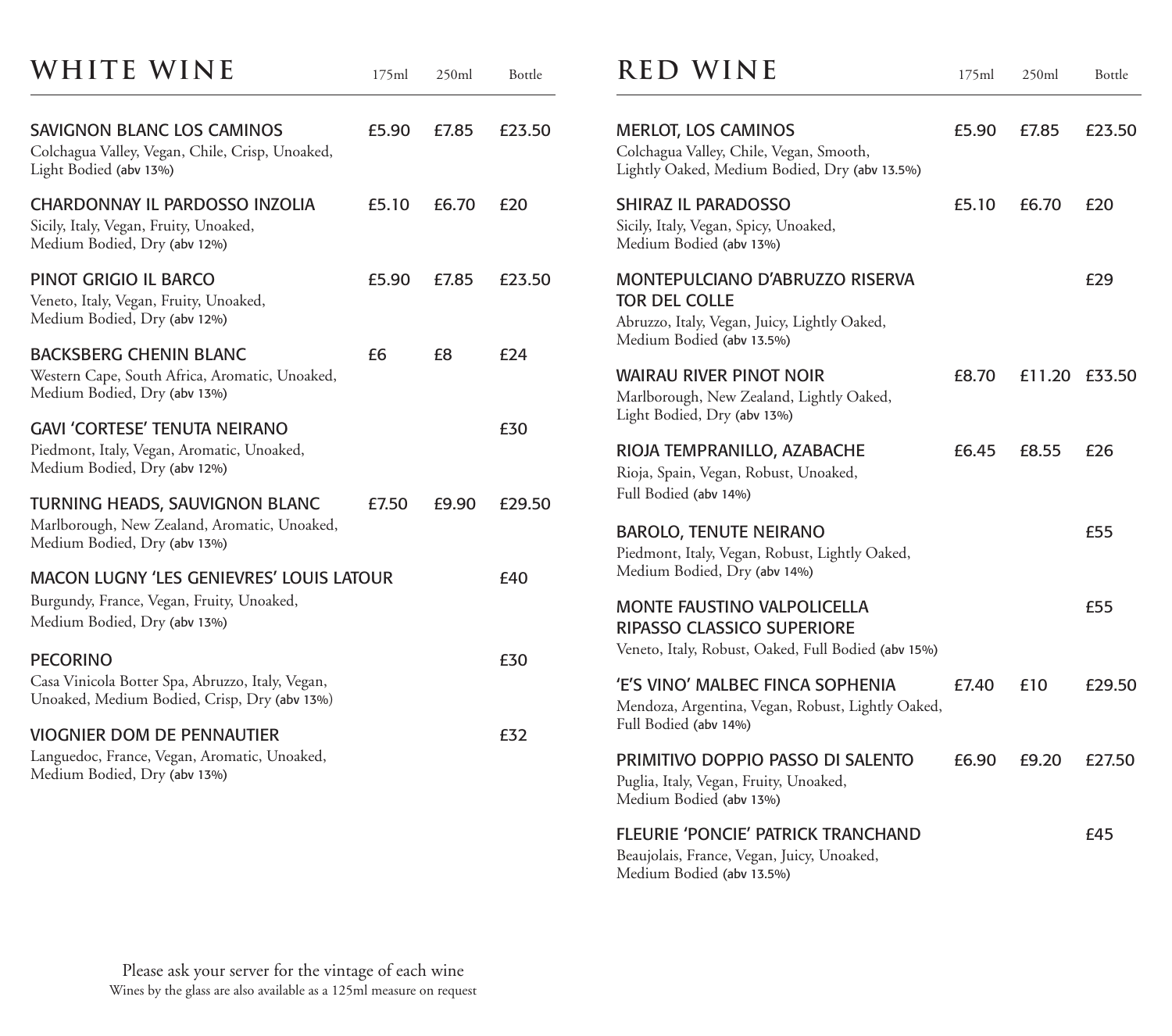# WHITE WINE

| | 175ml | 250ml | Bottle |
|---|---|---|---|
| **SAVIGNON BLANC LOS CAMINOS**<br>Colchagua Valley, Vegan, Chile, Crisp, Unoaked, Light Bodied (abv 13%) | £5.90 | £7.85 | £23.50 |
| **CHARDONNAY IL PARDOSSO INZOLIA**<br>Sicily, Italy, Vegan, Fruity, Unoaked, Medium Bodied, Dry (abv 12%) | £5.10 | £6.70 | £20 |
| **PINOT GRIGIO IL BARCO**<br>Veneto, Italy, Vegan, Fruity, Unoaked, Medium Bodied, Dry (abv 12%) | £5.90 | £7.85 | £23.50 |
| **BACKSBERG CHENIN BLANC**<br>Western Cape, South Africa, Aromatic, Unoaked, Medium Bodied, Dry (abv 13%) | £6 | £8 | £24 |
| **GAVI 'CORTESE' TENUTA NEIRANO**<br>Piedmont, Italy, Vegan, Aromatic, Unoaked, Medium Bodied, Dry (abv 12%) | | | £30 |
| **TURNING HEADS, SAUVIGNON BLANC**<br>Marlborough, New Zealand, Aromatic, Unoaked, Medium Bodied, Dry (abv 13%) | £7.50 | £9.90 | £29.50 |
| **MACON LUGNY 'LES GENIEVRES' LOUIS LATOUR**<br>Burgundy, France, Vegan, Fruity, Unoaked, Medium Bodied, Dry (abv 13%) | | | £40 |
| **PECORINO**<br>Casa Vinicola Botter Spa, Abruzzo, Italy, Vegan, Unoaked, Medium Bodied, Crisp, Dry (abv 13%) | | | £30 |
| **VIOGNIER DOM DE PENNAUTIER**<br>Languedoc, France, Vegan, Aromatic, Unoaked, Medium Bodied, Dry (abv 13%) | | | £32 |

# RED WINE

| | 175ml | 250ml | Bottle |
|---|---|---|---|
| **MERLOT, LOS CAMINOS**<br>Colchagua Valley, Chile, Vegan, Smooth, Lightly Oaked, Medium Bodied, Dry (abv 13.5%) | £5.90 | £7.85 | £23.50 |
| **SHIRAZ IL PARADOSSO**<br>Sicily, Italy, Vegan, Spicy, Unoaked, Medium Bodied (abv 13%) | £5.10 | £6.70 | £20 |
| **MONTEPULCIANO D'ABRUZZO RISERVA TOR DEL COLLE**<br>Abruzzo, Italy, Vegan, Juicy, Lightly Oaked, Medium Bodied (abv 13.5%) | | | £29 |
| **WAIRAU RIVER PINOT NOIR**<br>Marlborough, New Zealand, Lightly Oaked, Light Bodied, Dry (abv 13%) | £8.70 | £11.20 | £33.50 |
| **RIOJA TEMPRANILLO, AZABACHE**<br>Rioja, Spain, Vegan, Robust, Unoaked, Full Bodied (abv 14%) | £6.45 | £8.55 | £26 |
| **BAROLO, TENUTE NEIRANO**<br>Piedmont, Italy, Vegan, Robust, Lightly Oaked, Medium Bodied, Dry (abv 14%) | | | £55 |
| **MONTE FAUSTINO VALPOLICELLA RIPASSO CLASSICO SUPERIORE**<br>Veneto, Italy, Robust, Oaked, Full Bodied (abv 15%) | | | £55 |
| **'E'S VINO' MALBEC FINCA SOPHENIA**<br>Mendoza, Argentina, Vegan, Robust, Lightly Oaked, Full Bodied (abv 14%) | £7.40 | £10 | £29.50 |
| **PRIMITIVO DOPPIO PASSO DI SALENTO**<br>Puglia, Italy, Vegan, Fruity, Unoaked, Medium Bodied (abv 13%) | £6.90 | £9.20 | £27.50 |
| **FLEURIE 'PONCIE' PATRICK TRANCHAND**<br>Beaujolais, France, Vegan, Juicy, Unoaked, Medium Bodied (abv 13.5%) | | | £45 |

Please ask your server for the vintage of each wine

Wines by the glass are also available as a 125ml measure on request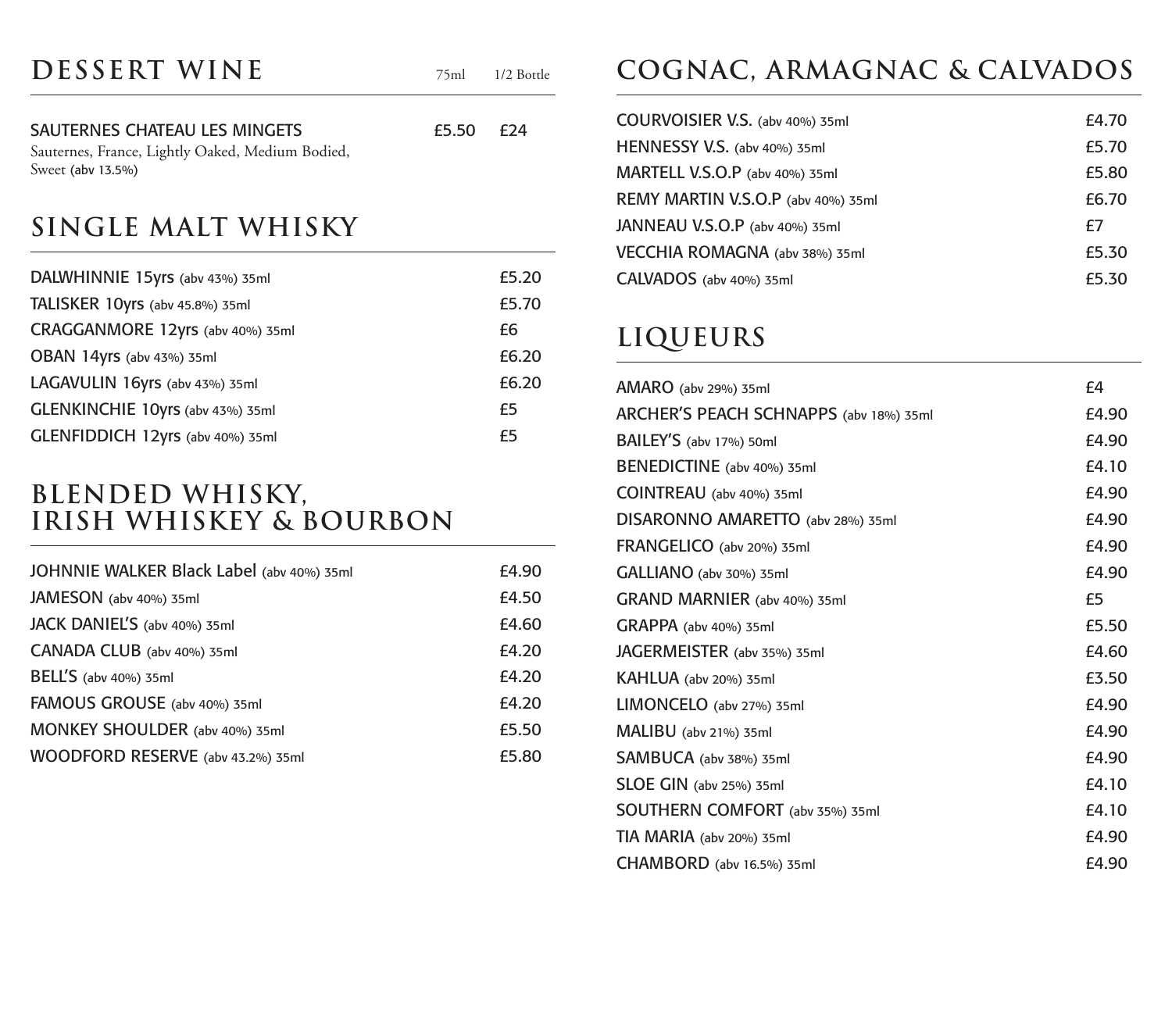## DESSERT WINE

| | 75ml | 1/2 Bottle |
|---|---|---|
| SAUTERNES CHATEAU LES MINGETS<br>Sauternes, France, Lightly Oaked, Medium Bodied, Sweet (abv 13.5%) | £5.50 | £24 |

## SINGLE MALT WHISKY

| | |
|---|---|
| DALWHINNIE 15yrs (abv 43%) 35ml | £5.20 |
| TALISKER 10yrs (abv 45.8%) 35ml | £5.70 |
| CRAGGANMORE 12yrs (abv 40%) 35ml | £6 |
| OBAN 14yrs (abv 43%) 35ml | £6.20 |
| LAGAVULIN 16yrs (abv 43%) 35ml | £6.20 |
| GLENKINCHIE 10yrs (abv 43%) 35ml | £5 |
| GLENFIDDICH 12yrs (abv 40%) 35ml | £5 |

## BLENDED WHISKY, IRISH WHISKEY & BOURBON

| | |
|---|---|
| JOHNNIE WALKER Black Label (abv 40%) 35ml | £4.90 |
| JAMESON (abv 40%) 35ml | £4.50 |
| JACK DANIEL'S (abv 40%) 35ml | £4.60 |
| CANADA CLUB (abv 40%) 35ml | £4.20 |
| BELL'S (abv 40%) 35ml | £4.20 |
| FAMOUS GROUSE (abv 40%) 35ml | £4.20 |
| MONKEY SHOULDER (abv 40%) 35ml | £5.50 |
| WOODFORD RESERVE (abv 43.2%) 35ml | £5.80 |

## COGNAC, ARMAGNAC & CALVADOS

| | |
|---|---|
| COURVOISIER V.S. (abv 40%) 35ml | £4.70 |
| HENNESSY V.S. (abv 40%) 35ml | £5.70 |
| MARTELL V.S.O.P (abv 40%) 35ml | £5.80 |
| REMY MARTIN V.S.O.P (abv 40%) 35ml | £6.70 |
| JANNEAU V.S.O.P (abv 40%) 35ml | £7 |
| VECCHIA ROMAGNA (abv 38%) 35ml | £5.30 |
| CALVADOS (abv 40%) 35ml | £5.30 |

## LIQUEURS

| | |
|---|---|
| AMARO (abv 29%) 35ml | £4 |
| ARCHER'S PEACH SCHNAPPS (abv 18%) 35ml | £4.90 |
| BAILEY'S (abv 17%) 50ml | £4.90 |
| BENEDICTINE (abv 40%) 35ml | £4.10 |
| COINTREAU (abv 40%) 35ml | £4.90 |
| DISARONNO AMARETTO (abv 28%) 35ml | £4.90 |
| FRANGELICO (abv 20%) 35ml | £4.90 |
| GALLIANO (abv 30%) 35ml | £4.90 |
| GRAND MARNIER (abv 40%) 35ml | £5 |
| GRAPPA (abv 40%) 35ml | £5.50 |
| JAGERMEISTER (abv 35%) 35ml | £4.60 |
| KAHLUA (abv 20%) 35ml | £3.50 |
| LIMONCELO (abv 27%) 35ml | £4.90 |
| MALIBU (abv 21%) 35ml | £4.90 |
| SAMBUCA (abv 38%) 35ml | £4.90 |
| SLOE GIN (abv 25%) 35ml | £4.10 |
| SOUTHERN COMFORT (abv 35%) 35ml | £4.10 |
| TIA MARIA (abv 20%) 35ml | £4.90 |
| CHAMBORD (abv 16.5%) 35ml | £4.90 |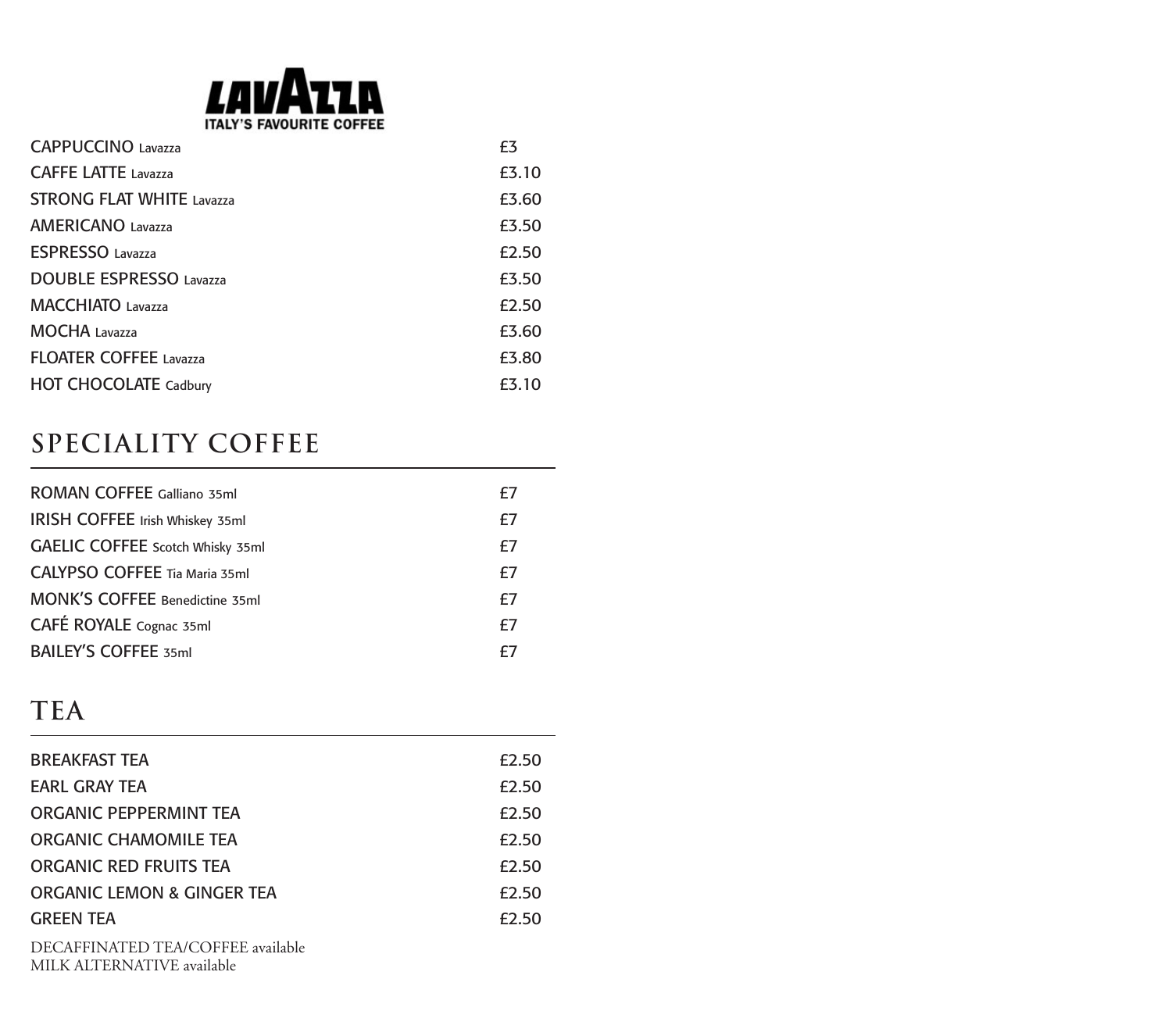LAVAZZA
ITALY'S FAVOURITE COFFEE

| | |
|---|---|
| CAPPUCCINO Lavazza | £3 |
| CAFFE LATTE Lavazza | £3.10 |
| STRONG FLAT WHITE Lavazza | £3.60 |
| AMERICANO Lavazza | £3.50 |
| ESPRESSO Lavazza | £2.50 |
| DOUBLE ESPRESSO Lavazza | £3.50 |
| MACCHIATO Lavazza | £2.50 |
| MOCHA Lavazza | £3.60 |
| FLOATER COFFEE Lavazza | £3.80 |
| HOT CHOCOLATE Cadbury | £3.10 |

## SPECIALITY COFFEE

| | |
|---|---|
| ROMAN COFFEE Galliano 35ml | £7 |
| IRISH COFFEE Irish Whiskey 35ml | £7 |
| GAELIC COFFEE Scotch Whisky 35ml | £7 |
| CALYPSO COFFEE Tia Maria 35ml | £7 |
| MONK'S COFFEE Benedictine 35ml | £7 |
| CAFÉ ROYALE Cognac 35ml | £7 |
| BAILEY'S COFFEE 35ml | £7 |

## TEA

| | |
|---|---|
| BREAKFAST TEA | £2.50 |
| EARL GRAY TEA | £2.50 |
| ORGANIC PEPPERMINT TEA | £2.50 |
| ORGANIC CHAMOMILE TEA | £2.50 |
| ORGANIC RED FRUITS TEA | £2.50 |
| ORGANIC LEMON & GINGER TEA | £2.50 |
| GREEN TEA | £2.50 |

DECAFFINATED TEA/COFFEE available
MILK ALTERNATIVE available